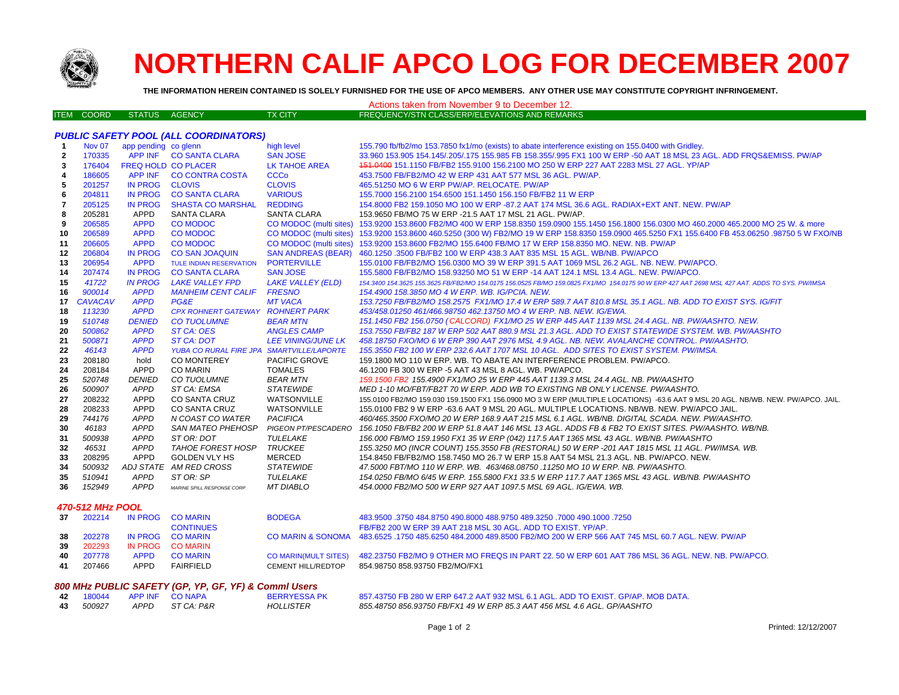# NORTHERN CALIF APCO LOG FOR DECEMBER 2007

**THE INFORMATION HEREIN CONTAINED IS SOLELY FURNISHED FOR THE USE OF APCO MEMBERS. ANY OTHER USE MAY CONSTITUTE COPYRIGHT INFRINGEMENT.**

Actions taken from November 9 to December 12.

| ITEM | COORD | STATUS | AGENCY | TX CITY | FREQUENCY/STN CLASS/ERP/ELEVATIONS AND REMARKS |
|---|---|---|---|---|---|
| | | | ***PUBLIC SAFETY POOL (ALL COORDINATORS)*** | | |
| 1 | Nov 07 | app pending | co glenn | high level | 155.790 fb/fb2/mo 153.7850 fx1/mo (exists) to abate interference existing on 155.0400 with Gridley. |
| 2 | 170335 | APP INF | CO SANTA CLARA | SAN JOSE | 33.960 153.905 154.145/.205/.175 155.985 FB 158.355/.995 FX1 100 W ERP -50 AAT 18 MSL 23 AGL. ADD FRQS&EMISS. PW/AP |
| 3 | 176404 | FREQ HOLD | CO PLACER | LK TAHOE AREA | ~~151.0400~~ 151.1150 FB/FB2 155.9100 156.2100 MO 250 W ERP 227 AAT 2283 MSL 27 AGL. YP/AP |
| 4 | 186605 | APP INF | CO CONTRA COSTA | CCCo | 453.7500 FB/FB2/MO 42 W ERP 431 AAT 577 MSL 36 AGL. PW/AP. |
| 5 | 201257 | IN PROG | CLOVIS | CLOVIS | 465.51250 MO 6 W ERP PW/AP. RELOCATE. PW/AP |
| 6 | 204811 | IN PROG | CO SANTA CLARA | VARIOUS | 155.7000 156.2100 154.6500 151.1450 156.150 FB/FB2 11 W ERP |
| 7 | 205125 | IN PROG | SHASTA CO MARSHAL | REDDING | 154.8000 FB2 159.1050 MO 100 W ERP -87.2 AAT 174 MSL 36.6 AGL. RADIAX+EXT ANT. NEW. PW/AP |
| 8 | 205281 | APPD | SANTA CLARA | SANTA CLARA | 153.9650 FB/MO 75 W ERP -21.5 AAT 17 MSL 21 AGL. PW/AP. |
| 9 | 206585 | APPD | CO MODOC | CO MODOC (multi sites) | 153.9200 153.8600 FB2/MO 400 W ERP 158.8350 159.0900 155.1450 156.1800 156.0300 MO 460.2000 465.2000 MO 25 W. & more |
| 10 | 206589 | APPD | CO MODOC | CO MODOC (multi sites) | 153.9200 153.8600 460.5250 (300 W) FB2/MO 19 W ERP 158.8350 159.0900 465.5250 FX1 155.6400 FB 453.06250 .98750 5 W FXO/NB |
| 11 | 206605 | APPD | CO MODOC | CO MODOC (multi sites) | 153.9200 153.8600 FB2/MO 155.6400 FB/MO 17 W ERP 158.8350 MO. NEW. NB. PW/AP |
| 12 | 206804 | IN PROG | CO SAN JOAQUIN | SAN ANDREAS (BEAR) | 460.1250 .3500 FB/FB2 100 W ERP 438.3 AAT 835 MSL 15 AGL. WB/NB. PW/APCO |
| 13 | 206954 | APPD | TULE INDIAN RESERVATION | PORTERVILLE | 155.0100 FB/FB2/MO 156.0300 MO 39 W ERP 391.5 AAT 1069 MSL 26.2 AGL. NB. NEW. PW/APCO. |
| 14 | 207474 | IN PROG | CO SANTA CLARA | SAN JOSE | 155.5800 FB/FB2/MO 158.93250 MO 51 W ERP -14 AAT 124.1 MSL 13.4 AGL. NEW. PW/APCO. |
| 15 | *41722* | *IN PROG* | *LAKE VALLEY FPD* | *LAKE VALLEY (ELD)* | *154.3400 154.3625 155.3625 FB/FB2/MO 154.0175 156.0525 FB/MO 159.0825 FX1/MO 154.0175 90 W ERP 427 AAT 2698 MSL 427 AAT. ADDS TO SYS. PW/IMSA* |
| 16 | *900014* | *APPD* | *MANHEIM CENT CALIF* | *FRESNO* | *154.4900 158.3850 MO 4 W ERP. WB. IG/PCIA. NEW.* |
| 17 | *CAVACAV* | *APPD* | *PG&E* | *MT VACA* | *153.7250 FB/FB2/MO 158.2575 FX1/MO 17.4 W ERP 589.7 AAT 810.8 MSL 35.1 AGL. NB. ADD TO EXIST SYS. IG/FIT* |
| 18 | *113230* | *APPD* | *CPX ROHNERT GATEWAY* | *ROHNERT PARK* | *453/458.01250 461/466.98750 462.13750 MO 4 W ERP. NB. NEW. IG/EWA.* |
| 19 | *510748* | *DENIED* | *CO TUOLUMNE* | *BEAR MTN* | *151.1450 FB2 156.0750 (CALCORD) FX1/MO 25 W ERP 445 AAT 1139 MSL 24.4 AGL. NB. PW/AASHTO. NEW.* |
| 20 | *500862* | *APPD* | *ST CA: OES* | *ANGELS CAMP* | *153.7550 FB/FB2 187 W ERP 502 AAT 880.9 MSL 21.3 AGL. ADD TO EXIST STATEWIDE SYSTEM. WB. PW/AASHTO* |
| 21 | *500871* | *APPD* | *ST CA: DOT* | *LEE VINING/JUNE LK* | *458.18750 FXO/MO 6 W ERP 390 AAT 2976 MSL 4.9 AGL. NB. NEW. AVALANCHE CONTROL. PW/AASHTO.* |
| 22 | *46143* | *APPD* | *YUBA CO RURAL FIRE JPA* | *SMARTVILLE/LAPORTE* | *155.3550 FB2 100 W ERP 232.6 AAT 1707 MSL 10 AGL. ADD SITES TO EXIST SYSTEM. PW/IMSA.* |
| 23 | 208180 | hold | CO MONTEREY | PACIFIC GROVE | 159.1800 MO 110 W ERP. WB. TO ABATE AN INTERFERENCE PROBLEM. PW/APCO. |
| 24 | 208184 | APPD | CO MARIN | TOMALES | 46.1200 FB 300 W ERP -5 AAT 43 MSL 8 AGL. WB. PW/APCO. |
| 25 | *520748* | *DENIED* | *CO TUOLUMNE* | *BEAR MTN* | *159.1500 FB2 155.4900 FX1/MO 25 W ERP 445 AAT 1139.3 MSL 24.4 AGL. NB. PW/AASHTO* |
| 26 | *500907* | *APPD* | *ST CA: EMSA* | *STATEWIDE* | *MED 1-10 MO/FBT/FB2T 70 W ERP. ADD WB TO EXISTING NB ONLY LICENSE. PW/AASHTO.* |
| 27 | 208232 | APPD | CO SANTA CRUZ | WATSONVILLE | 155.0100 FB2/MO 159.030 159.1500 FX1 156.0900 MO 3 W ERP (MULTIPLE LOCATIONS) -63.6 AAT 9 MSL 20 AGL. NB/WB. NEW. PW/APCO. JAIL. |
| 28 | 208233 | APPD | CO SANTA CRUZ | WATSONVILLE | 155.0100 FB2 9 W ERP -63.6 AAT 9 MSL 20 AGL. MULTIPLE LOCATIONS. NB/WB. NEW. PW/APCO JAIL. |
| 29 | *744176* | *APPD* | *N COAST CO WATER* | *PACIFICA* | *460/465.3500 FXO/MO 20 W ERP 168.9 AAT 215 MSL 6.1 AGL. WB/NB. DIGITAL SCADA. NEW. PW/AASHTO.* |
| 30 | *46183* | *APPD* | *SAN MATEO PHEHOSP* | *PIGEON PT/PESCADERO* | *156.1050 FB/FB2 200 W ERP 51.8 AAT 146 MSL 13 AGL. ADDS FB & FB2 TO EXIST SITES. PW/AASHTO. WB/NB.* |
| 31 | *500938* | *APPD* | *ST OR: DOT* | *TULELAKE* | *156.000 FB/MO 159.1950 FX1 35 W ERP (042) 117.5 AAT 1365 MSL 43 AGL. WB/NB. PW/AASHTO* |
| 32 | *46531* | *APPD* | *TAHOE FOREST HOSP* | *TRUCKEE* | *155.3250 MO (INCR COUNT) 155.3550 FB (RESTORAL) 50 W ERP -201 AAT 1815 MSL 11 AGL. PW/IMSA. WB.* |
| 33 | 208295 | APPD | GOLDEN VLY HS | MERCED | 154.8450 FB/FB2/MO 158.7450 MO 26.7 W ERP 15.8 AAT 54 MSL 21.3 AGL. NB. PW/APCO. NEW. |
| 34 | *500932* | *ADJ STATE* | *AM RED CROSS* | *STATEWIDE* | *47.5000 FBT/MO 110 W ERP. WB. 463/468.08750 .11250 MO 10 W ERP. NB. PW/AASHTO.* |
| 35 | *510941* | *APPD* | *ST OR: SP* | *TULELAKE* | *154.0250 FB/MO 6/45 W ERP. 155.5800 FX1 33.5 W ERP 117.7 AAT 1365 MSL 43 AGL. WB/NB. PW/AASHTO* |
| 36 | *152949* | *APPD* | *MARINE SPILL RESPONSE CORP* | *MT DIABLO* | *454.0000 FB2/MO 500 W ERP 927 AAT 1097.5 MSL 69 AGL. IG/EWA. WB.* |
| | | | ***470-512 MHz POOL*** | | |
| 37 | 202214 | IN PROG | CO MARIN | BODEGA | 483.9500 .3750 484.8750 490.8000 488.9750 489.3250 .7000 490.1000 .7250 |
| | | | CONTINUES | | FB/FB2 200 W ERP 39 AAT 218 MSL 30 AGL. ADD TO EXIST. YP/AP. |
| 38 | 202278 | IN PROG | CO MARIN | CO MARIN & SONOMA | 483.6525 .1750 485.6250 484.2000 489.8500 FB2/MO 200 W ERP 566 AAT 745 MSL 60.7 AGL. NEW. PW/AP |
| 39 | 202293 | IN PROG | CO MARIN | | |
| 40 | 207778 | APPD | CO MARIN | CO MARIN(MULT SITES) | 482.23750 FB2/MO 9 OTHER MO FREQS IN PART 22. 50 W ERP 601 AAT 786 MSL 36 AGL. NEW. NB. PW/APCO. |
| 41 | 207466 | APPD | FAIRFIELD | CEMENT HILL/REDTOP | 854.98750 858.93750 FB2/MO/FX1 |
| | | | ***800 MHz PUBLIC SAFETY (GP, YP, GF, YF) & Comml Users*** | | |
| 42 | 180044 | APP INF | CO NAPA | BERRYESSA PK | 857.43750 FB 280 W ERP 647.2 AAT 932 MSL 6.1 AGL. ADD TO EXIST. GP/AP. MOB DATA. |
| 43 | *500927* | *APPD* | *ST CA: P&R* | *HOLLISTER* | *855.48750 856.93750 FB/FX1 49 W ERP 85.3 AAT 456 MSL 4.6 AGL. GP/AASHTO* |

Printed: 12/12/2007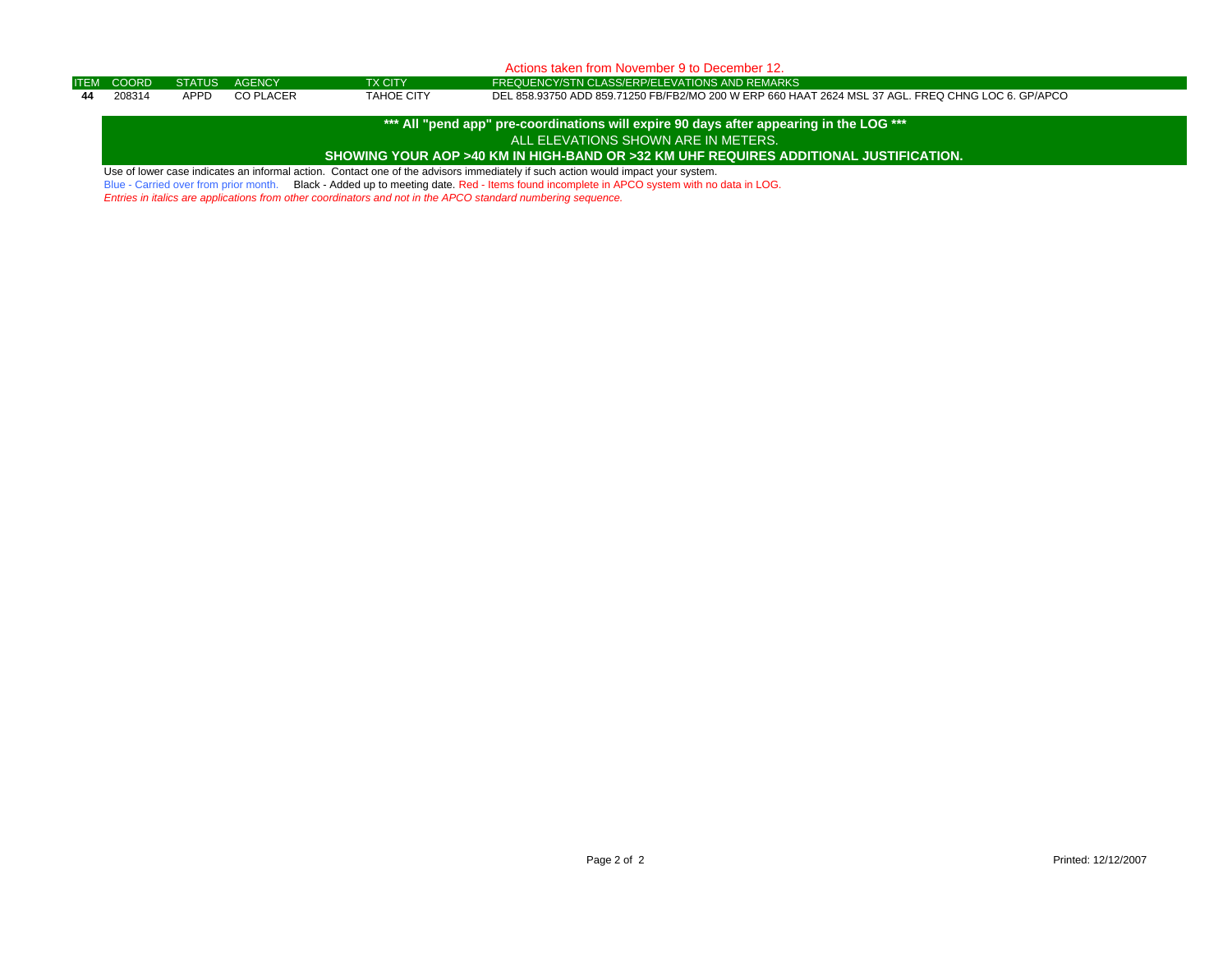Actions taken from November 9 to December 12.

| ITEM | COORD | STATUS | AGENCY | TX CITY | FREQUENCY/STN CLASS/ERP/ELEVATIONS AND REMARKS |
|---|---|---|---|---|---|
| **44** | 208314 | APPD | CO PLACER | TAHOE CITY | DEL 858.93750 ADD 859.71250 FB/FB2/MO 200 W ERP 660 HAAT 2624 MSL 37 AGL. FREQ CHNG LOC 6. GP/APCO |

**\*\*\* All "pend app" pre-coordinations will expire 90 days after appearing in the LOG \*\*\***

ALL ELEVATIONS SHOWN ARE IN METERS.

**SHOWING YOUR AOP >40 KM IN HIGH-BAND OR >32 KM UHF REQUIRES ADDITIONAL JUSTIFICATION.**

Use of lower case indicates an informal action. Contact one of the advisors immediately if such action would impact your system.

Blue - Carried over from prior month. Black - Added up to meeting date. Red - Items found incomplete in APCO system with no data in LOG.

*Entries in italics are applications from other coordinators and not in the APCO standard numbering sequence.*

Printed: 12/12/2007